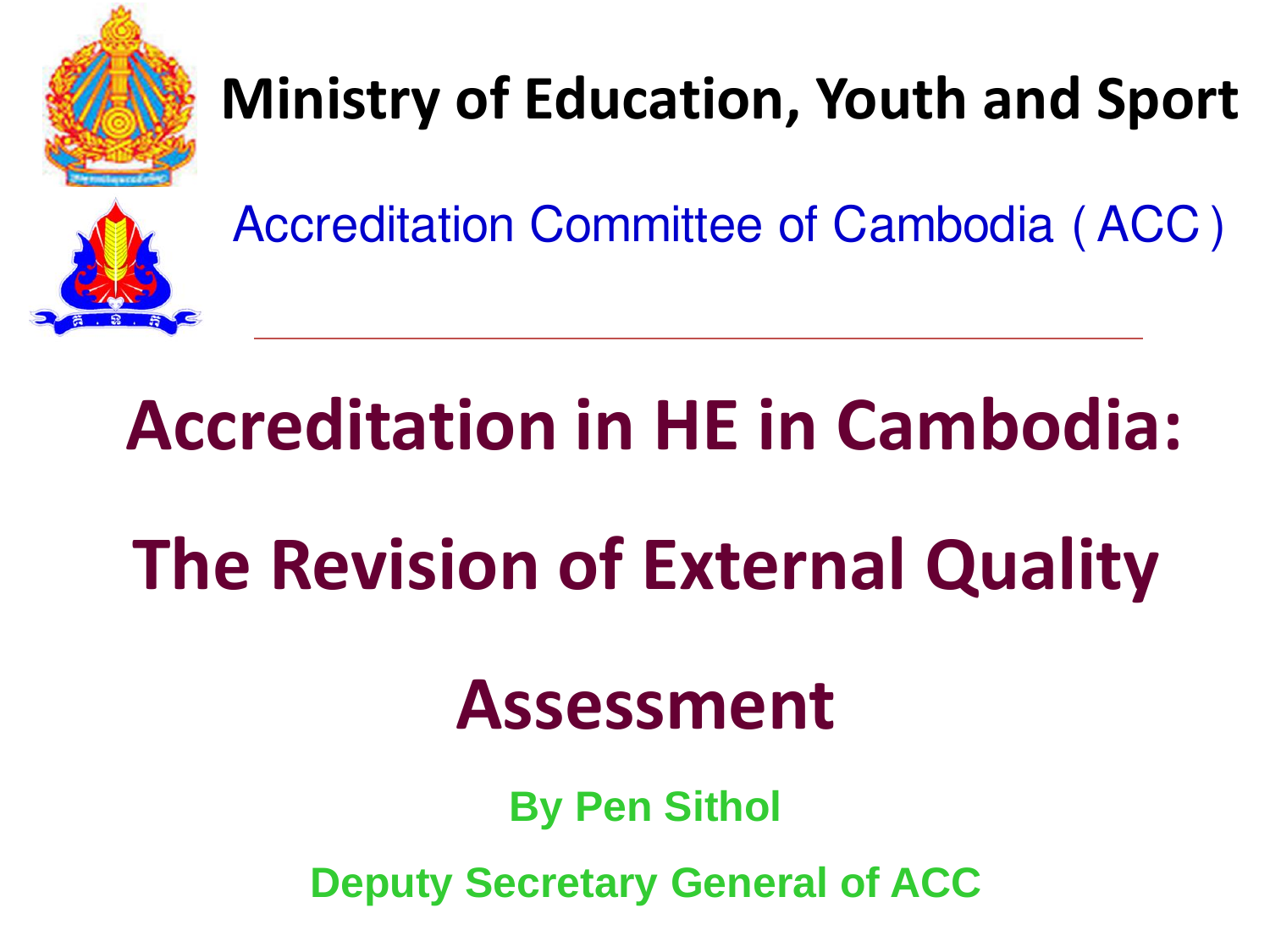**Ministry of Education, Youth and Sport**

Accreditation Committee of Cambodia ( ACC )

# Accreditation in HE in Cambodia: The Revision of External Quality Assessment

**By Pen Sithol**

**Deputy Secretary General of ACC**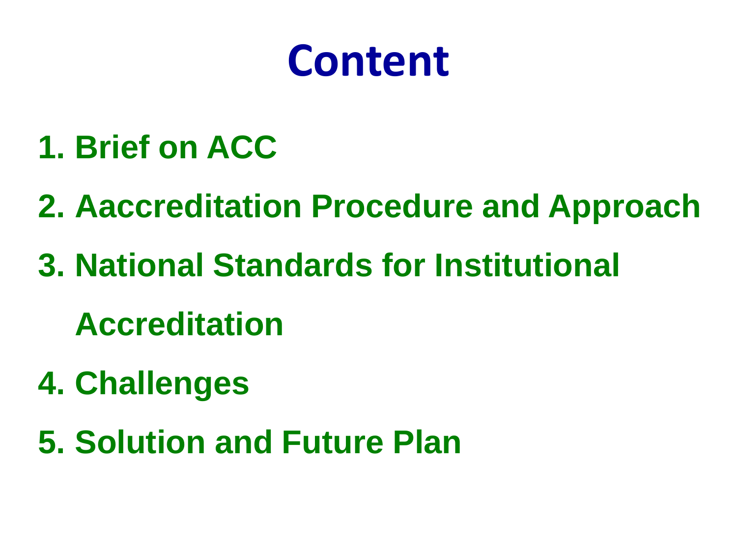# Content

1. Brief on ACC
2. Aaccreditation Procedure and Approach
3. National Standards for Institutional Accreditation
4. Challenges
5. Solution and Future Plan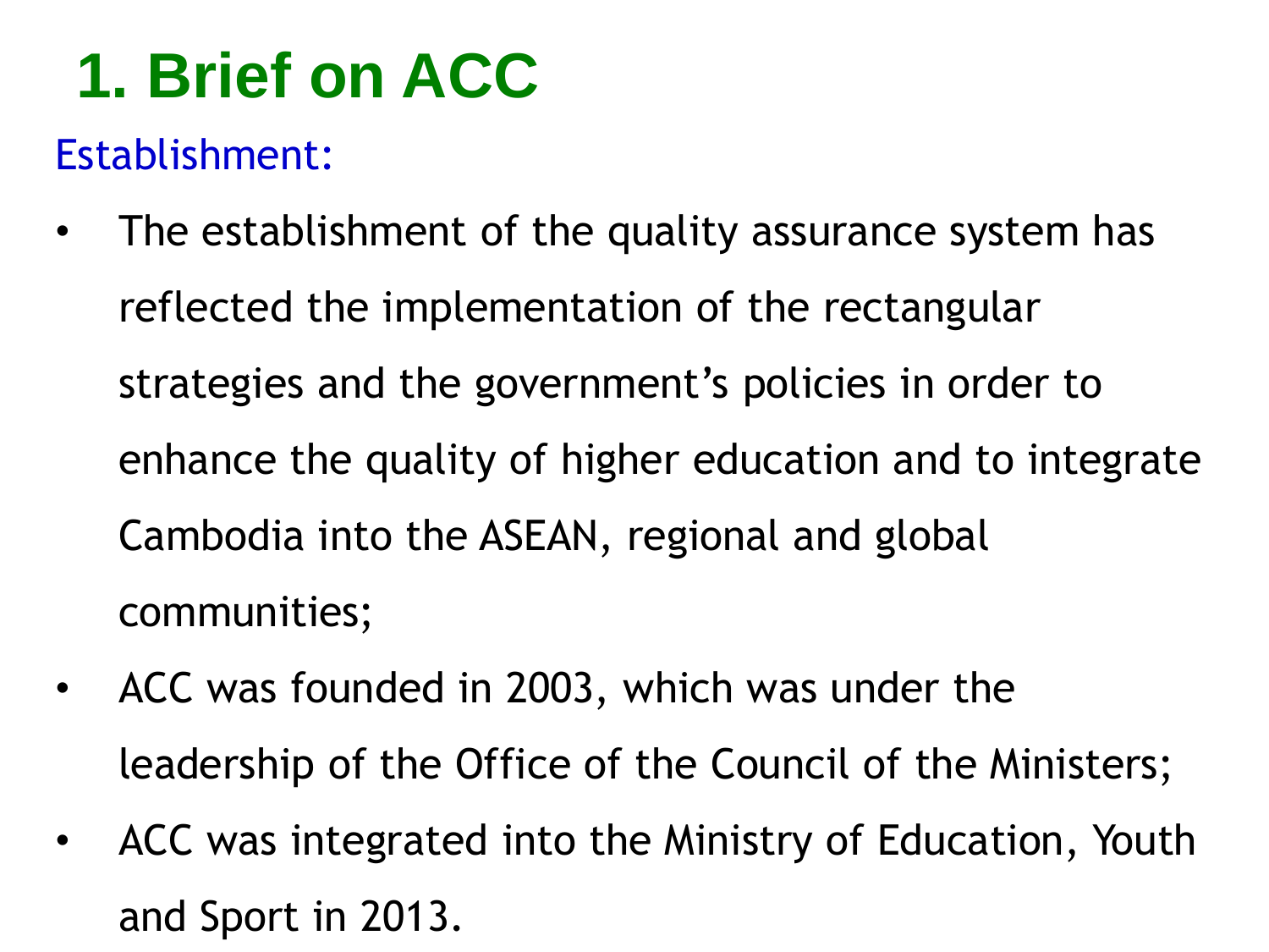# 1. Brief on ACC

Establishment:

- The establishment of the quality assurance system has reflected the implementation of the rectangular strategies and the government's policies in order to enhance the quality of higher education and to integrate Cambodia into the ASEAN, regional and global communities;
- ACC was founded in 2003, which was under the leadership of the Office of the Council of the Ministers;
- ACC was integrated into the Ministry of Education, Youth and Sport in 2013.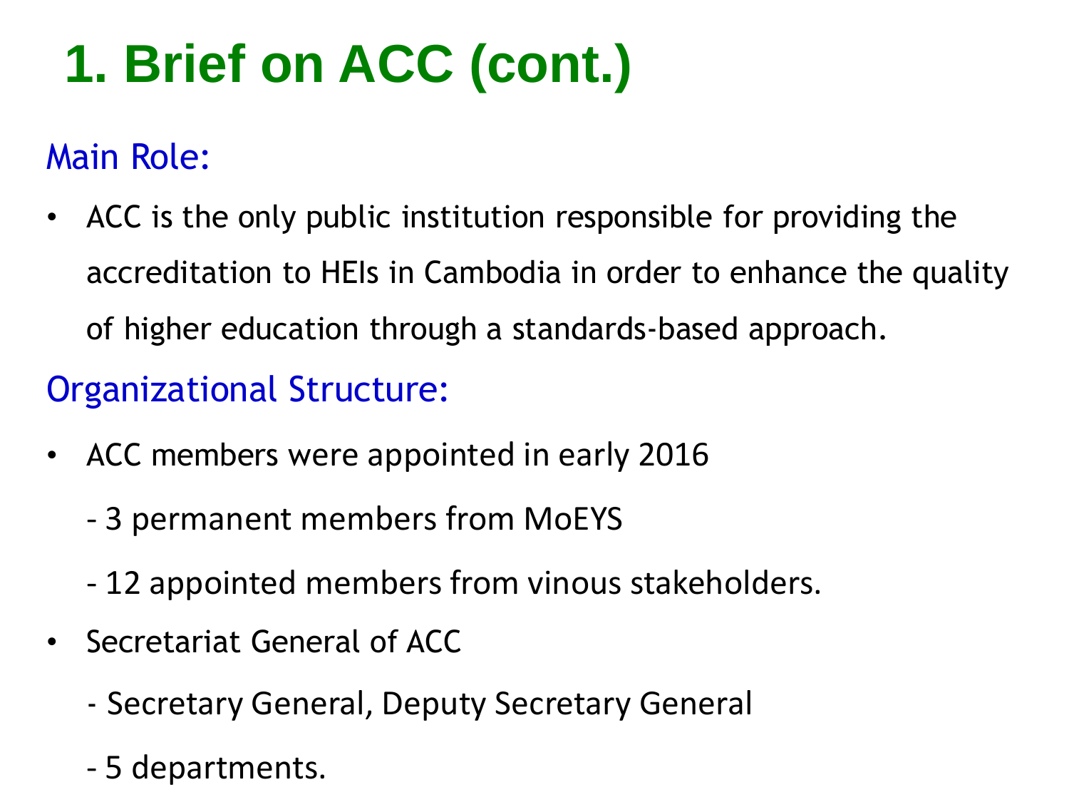# 1. Brief on ACC (cont.)

## Main Role:

- ACC is the only public institution responsible for providing the accreditation to HEIs in Cambodia in order to enhance the quality of higher education through a standards-based approach.

## Organizational Structure:

- ACC members were appointed in early 2016
  - 3 permanent members from MoEYS
  - 12 appointed members from vinous stakeholders.
- Secretariat General of ACC
  - Secretary General, Deputy Secretary General
  - 5 departments.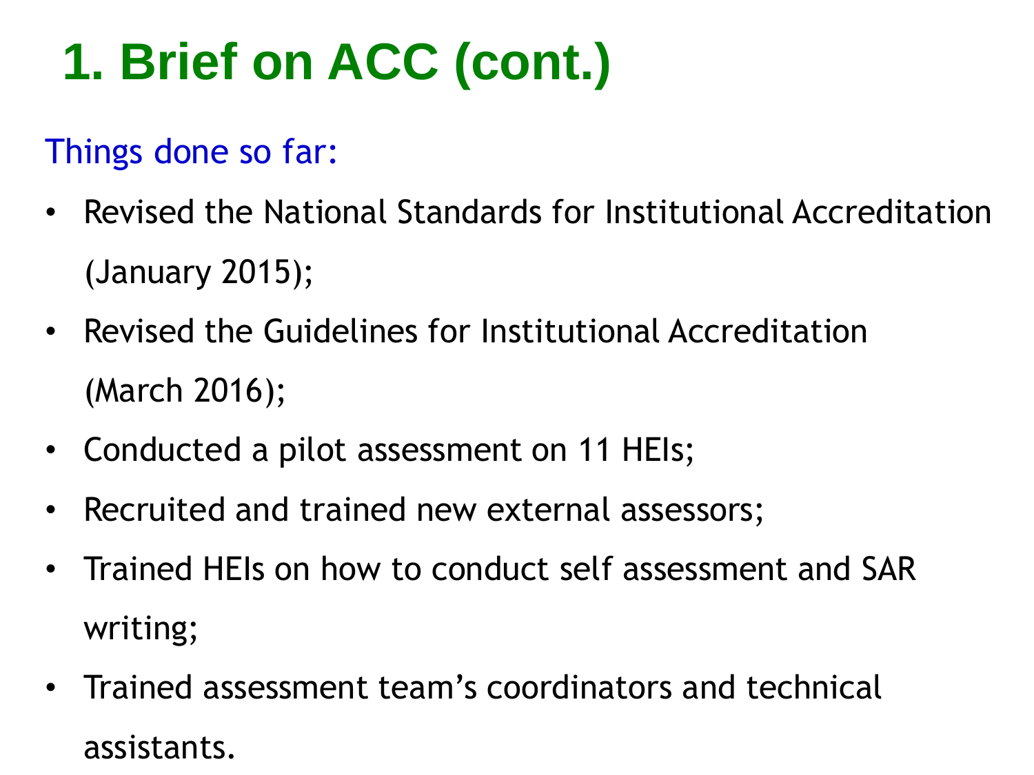# 1. Brief on ACC (cont.)

Things done so far:

- Revised the National Standards for Institutional Accreditation (January 2015);
- Revised the Guidelines for Institutional Accreditation (March 2016);
- Conducted a pilot assessment on 11 HEIs;
- Recruited and trained new external assessors;
- Trained HEIs on how to conduct self assessment and SAR writing;
- Trained assessment team's coordinators and technical assistants.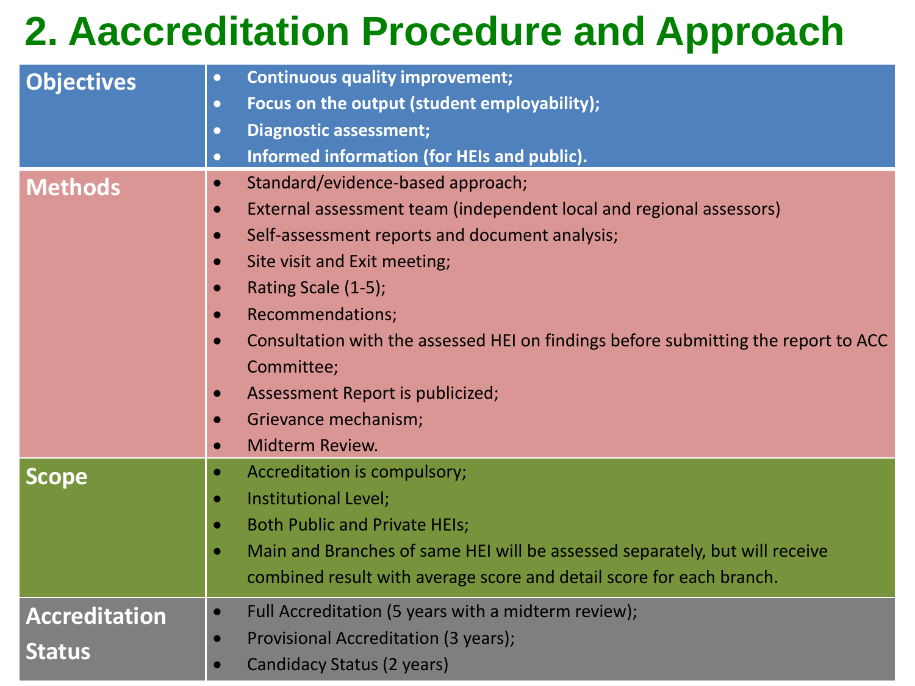# 2. Aaccreditation Procedure and Approach

| | |
|---|---|
| **Objectives** | • **Continuous quality improvement;**<br>• **Focus on the output (student employability);**<br>• **Diagnostic assessment;**<br>• **Informed information (for HEIs and public).** |
| **Methods** | • Standard/evidence-based approach;<br>• External assessment team (independent local and regional assessors)<br>• Self-assessment reports and document analysis;<br>• Site visit and Exit meeting;<br>• Rating Scale (1-5);<br>• Recommendations;<br>• Consultation with the assessed HEI on findings before submitting the report to ACC Committee;<br>• Assessment Report is publicized;<br>• Grievance mechanism;<br>• Midterm Review. |
| **Scope** | • Accreditation is compulsory;<br>• Institutional Level;<br>• Both Public and Private HEIs;<br>• Main and Branches of same HEI will be assessed separately, but will receive combined result with average score and detail score for each branch. |
| **Accreditation Status** | • Full Accreditation (5 years with a midterm review);<br>• Provisional Accreditation (3 years);<br>• Candidacy Status (2 years) |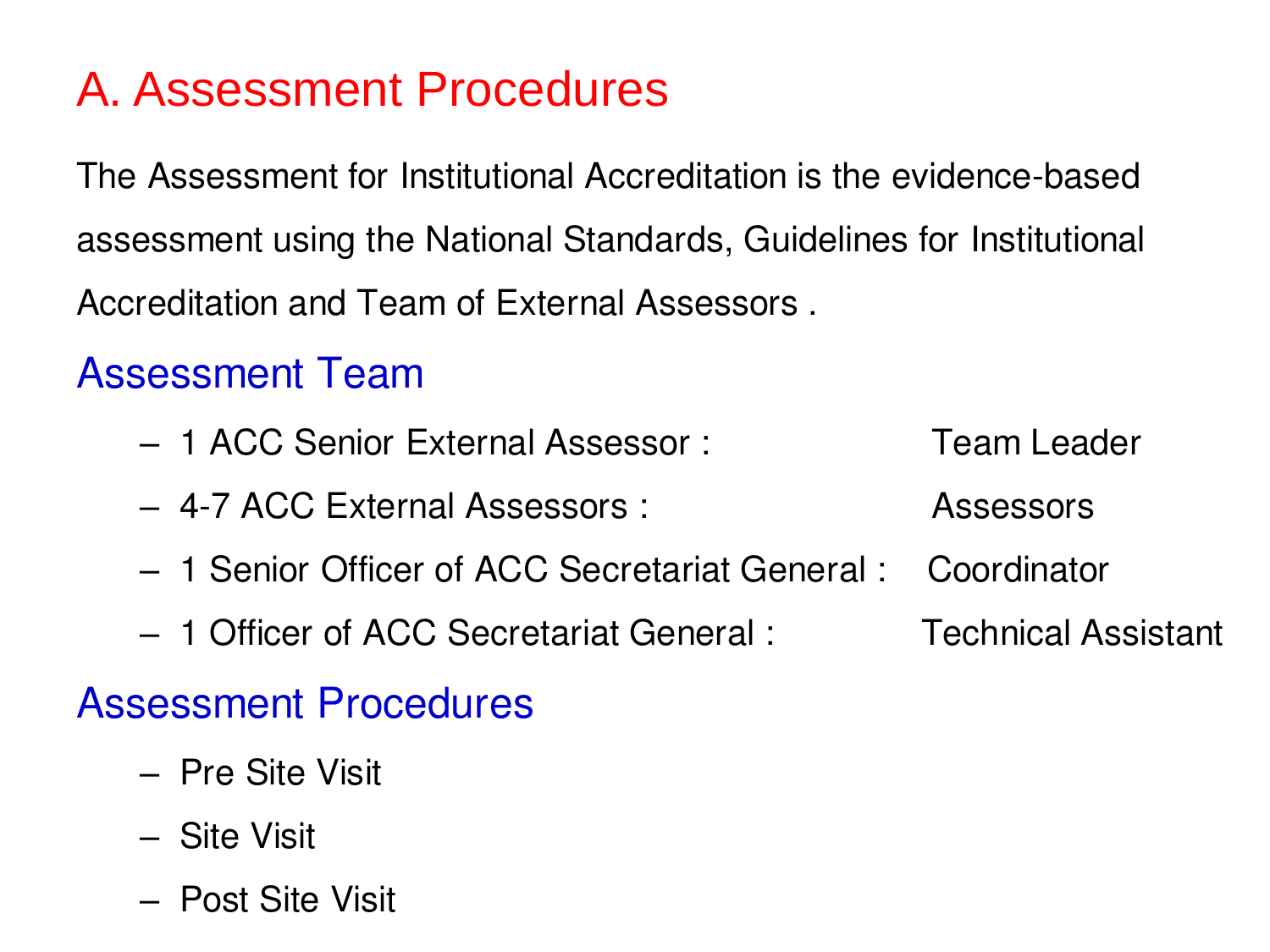# A. Assessment Procedures

The Assessment for Institutional Accreditation is the evidence-based assessment using the National Standards, Guidelines for Institutional Accreditation and Team of External Assessors .

## Assessment Team

- 1 ACC Senior External Assessor : Team Leader
- 4-7 ACC External Assessors : Assessors
- 1 Senior Officer of ACC Secretariat General : Coordinator
- 1 Officer of ACC Secretariat General : Technical Assistant

## Assessment Procedures

- Pre Site Visit
- Site Visit
- Post Site Visit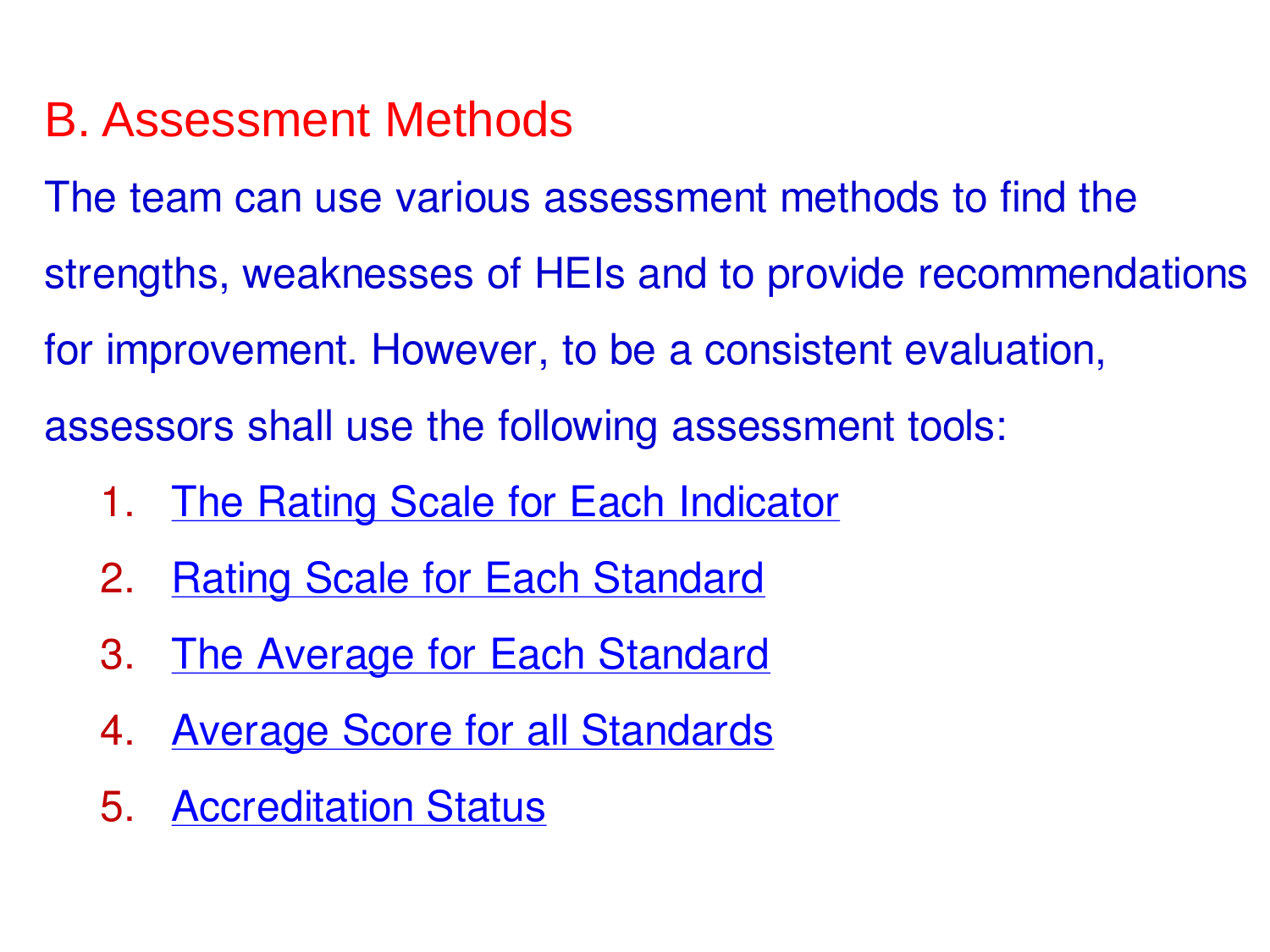## B. Assessment Methods

The team can use various assessment methods to find the strengths, weaknesses of HEIs and to provide recommendations for improvement. However, to be a consistent evaluation, assessors shall use the following assessment tools:

1. The Rating Scale for Each Indicator
2. Rating Scale for Each Standard
3. The Average for Each Standard
4. Average Score for all Standards
5. Accreditation Status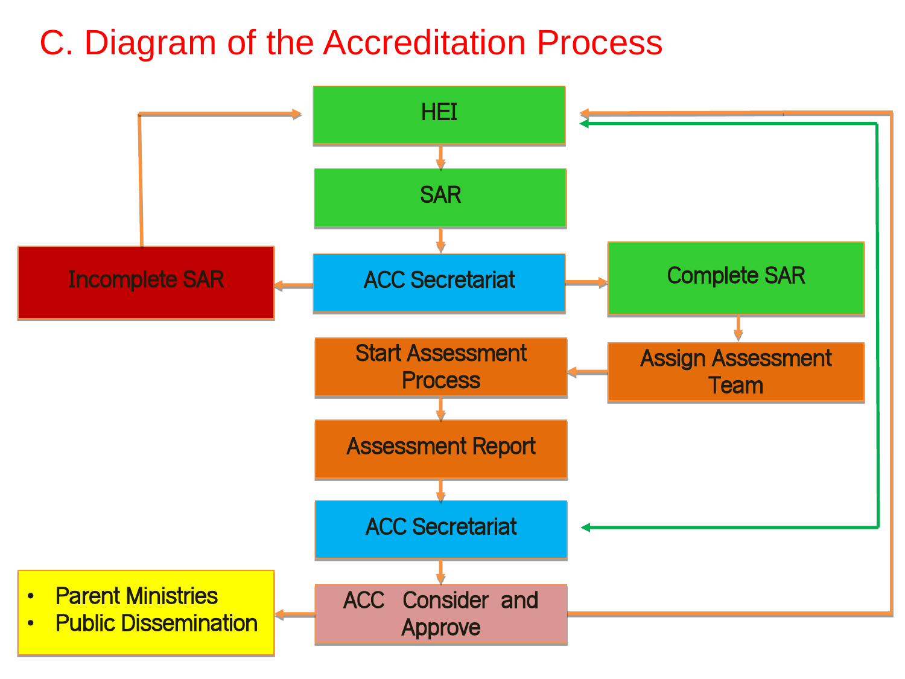# C. Diagram of the Accreditation Process

HEI

SAR

ACC Secretariat

Incomplete SAR

Complete SAR

Assign Assessment Team

Start Assessment Process

Assessment Report

ACC Secretariat

ACC Consider and Approve

- Parent Ministries
- Public Dissemination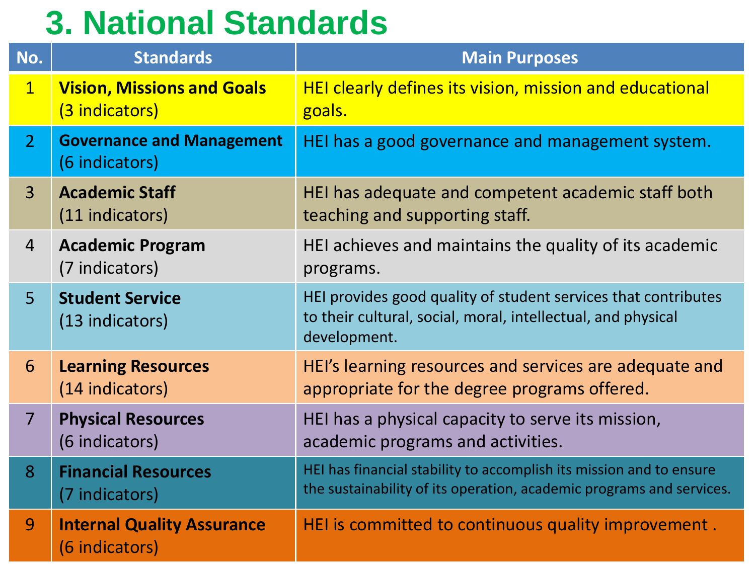# 3. National Standards

| No. | Standards | Main Purposes |
|---|---|---|
| 1 | **Vision, Missions and Goals** (3 indicators) | HEI clearly defines its vision, mission and educational goals. |
| 2 | **Governance and Management** (6 indicators) | HEI has a good governance and management system. |
| 3 | **Academic Staff** (11 indicators) | HEI has adequate and competent academic staff both teaching and supporting staff. |
| 4 | **Academic Program** (7 indicators) | HEI achieves and maintains the quality of its academic programs. |
| 5 | **Student Service** (13 indicators) | HEI provides good quality of student services that contributes to their cultural, social, moral, intellectual, and physical development. |
| 6 | **Learning Resources** (14 indicators) | HEI's learning resources and services are adequate and appropriate for the degree programs offered. |
| 7 | **Physical Resources** (6 indicators) | HEI has a physical capacity to serve its mission, academic programs and activities. |
| 8 | **Financial Resources** (7 indicators) | HEI has financial stability to accomplish its mission and to ensure the sustainability of its operation, academic programs and services. |
| 9 | **Internal Quality Assurance** (6 indicators) | HEI is committed to continuous quality improvement . |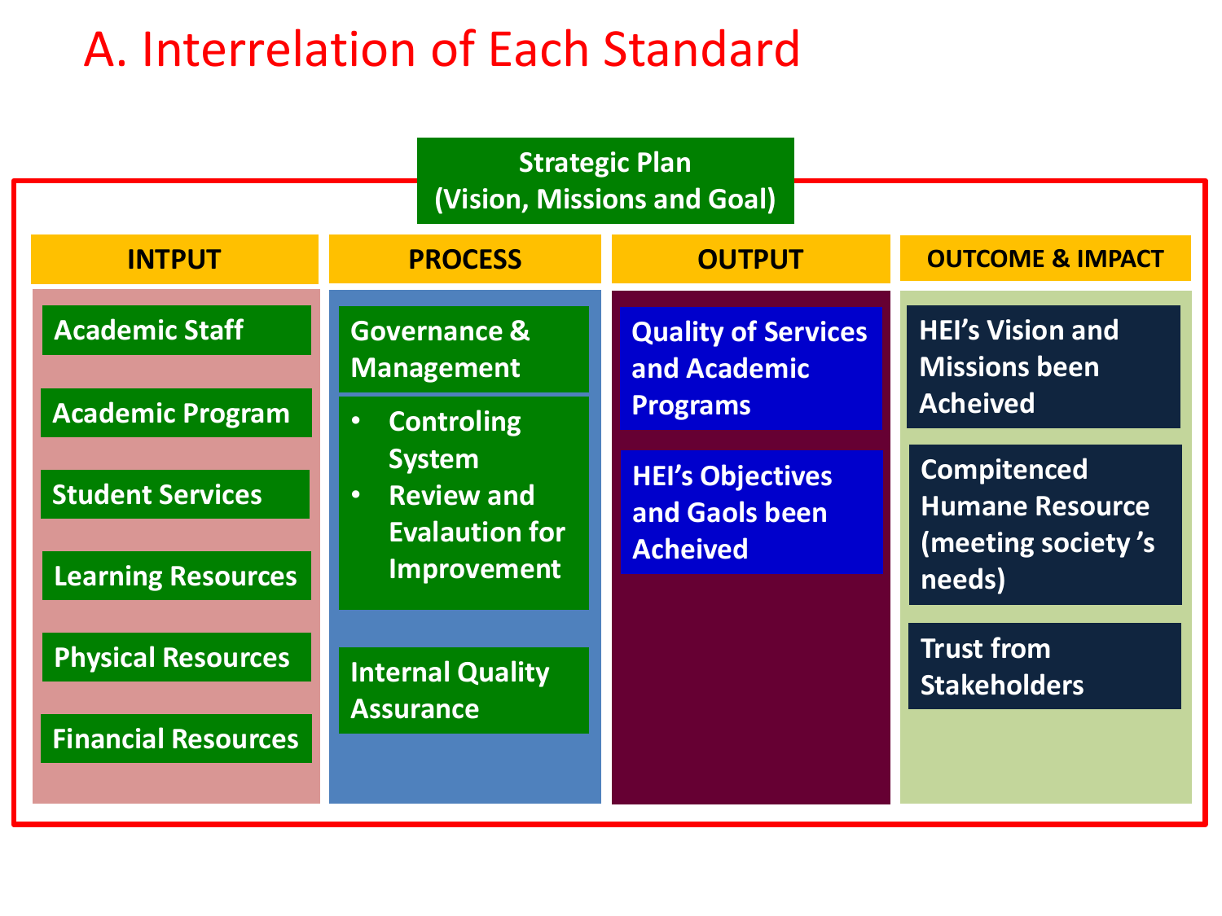# A. Interrelation of Each Standard

**Strategic Plan (Vision, Missions and Goal)**

| INTPUT | PROCESS | OUTPUT | OUTCOME & IMPACT |
|---|---|---|---|
| Academic Staff | Governance & Management | Quality of Services and Academic Programs | HEI's Vision and Missions been Acheived |
| Academic Program | • Controling System<br>• Review and Evalaution for Improvement | HEI's Objectives and Gaols been Acheived | Compitenced Humane Resource (meeting society 's needs) |
| Student Services | Internal Quality Assurance | | Trust from Stakeholders |
| Learning Resources | | | |
| Physical Resources | | | |
| Financial Resources | | | |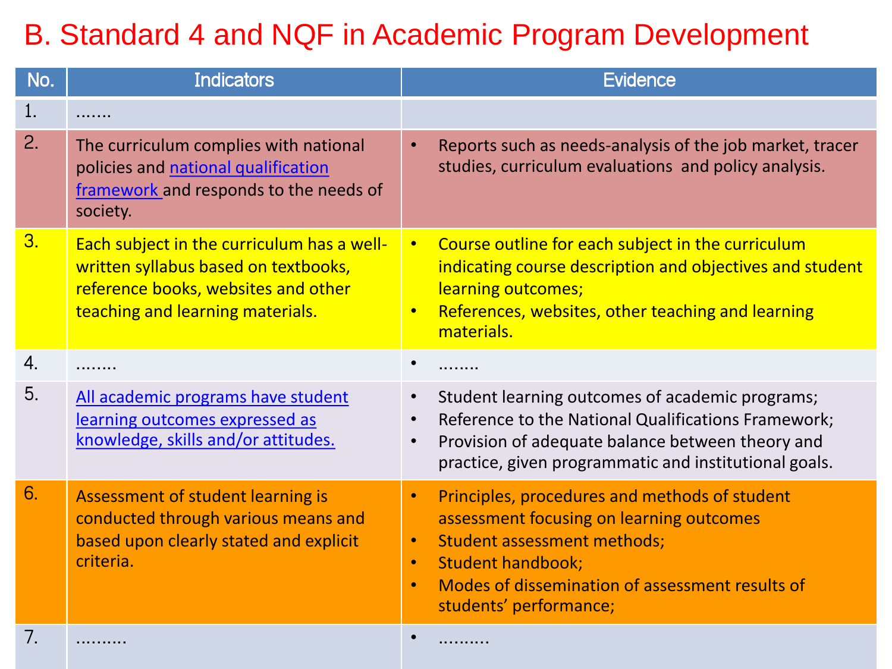# B. Standard 4 and NQF in Academic Program Development

| No. | Indicators | Evidence |
|---|---|---|
| 1. | ……. | |
| 2. | The curriculum complies with national policies and national qualification framework and responds to the needs of society. | • Reports such as needs-analysis of the job market, tracer studies, curriculum evaluations and policy analysis. |
| 3. | Each subject in the curriculum has a well-written syllabus based on textbooks, reference books, websites and other teaching and learning materials. | • Course outline for each subject in the curriculum indicating course description and objectives and student learning outcomes;<br>• References, websites, other teaching and learning materials. |
| 4. | …….. | • …….. |
| 5. | All academic programs have student learning outcomes expressed as knowledge, skills and/or attitudes. | • Student learning outcomes of academic programs;<br>• Reference to the National Qualifications Framework;<br>• Provision of adequate balance between theory and practice, given programmatic and institutional goals. |
| 6. | Assessment of student learning is conducted through various means and based upon clearly stated and explicit criteria. | • Principles, procedures and methods of student assessment focusing on learning outcomes<br>• Student assessment methods;<br>• Student handbook;<br>• Modes of dissemination of assessment results of students' performance; |
| 7. | ……… | • ……… |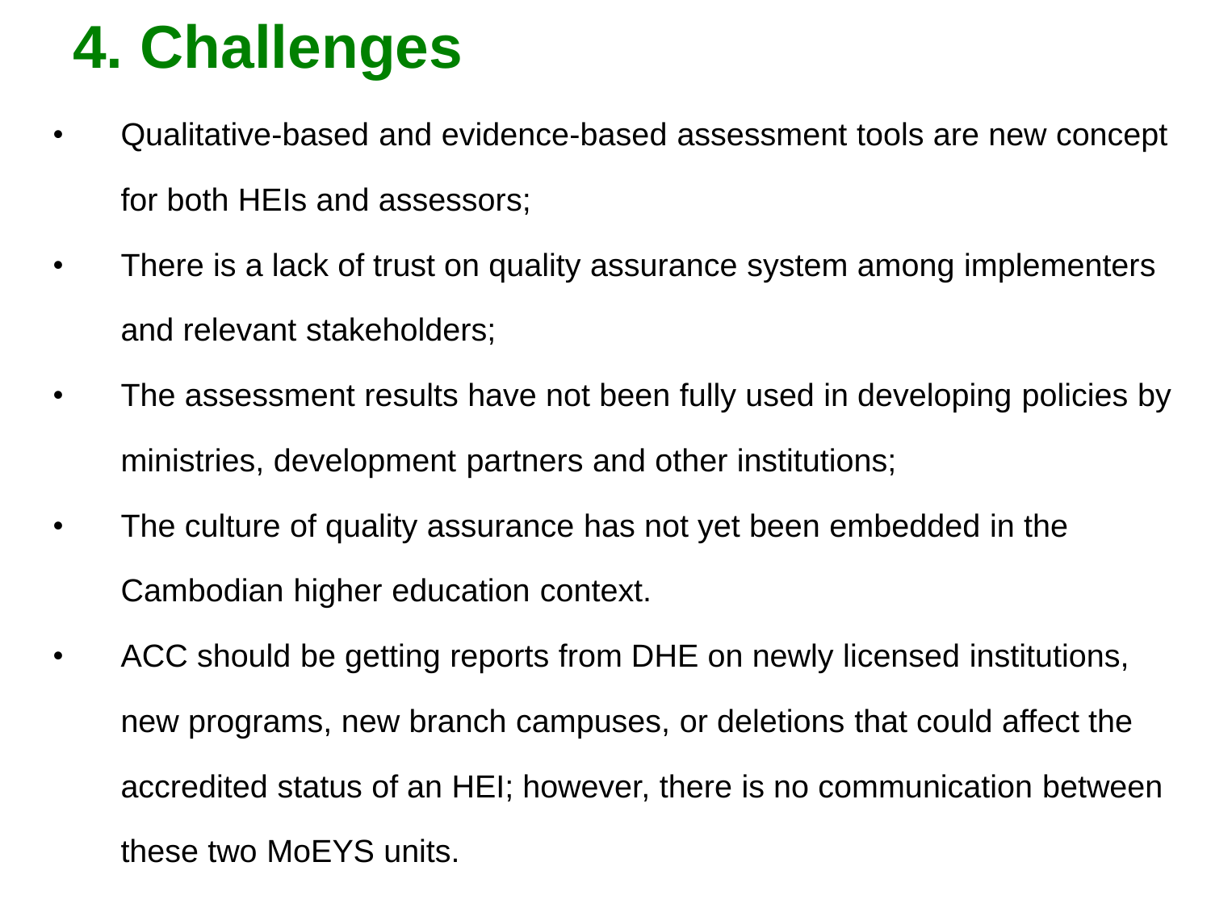# 4. Challenges

- Qualitative-based and evidence-based assessment tools are new concept for both HEIs and assessors;
- There is a lack of trust on quality assurance system among implementers and relevant stakeholders;
- The assessment results have not been fully used in developing policies by ministries, development partners and other institutions;
- The culture of quality assurance has not yet been embedded in the Cambodian higher education context.
- ACC should be getting reports from DHE on newly licensed institutions, new programs, new branch campuses, or deletions that could affect the accredited status of an HEI; however, there is no communication between these two MoEYS units.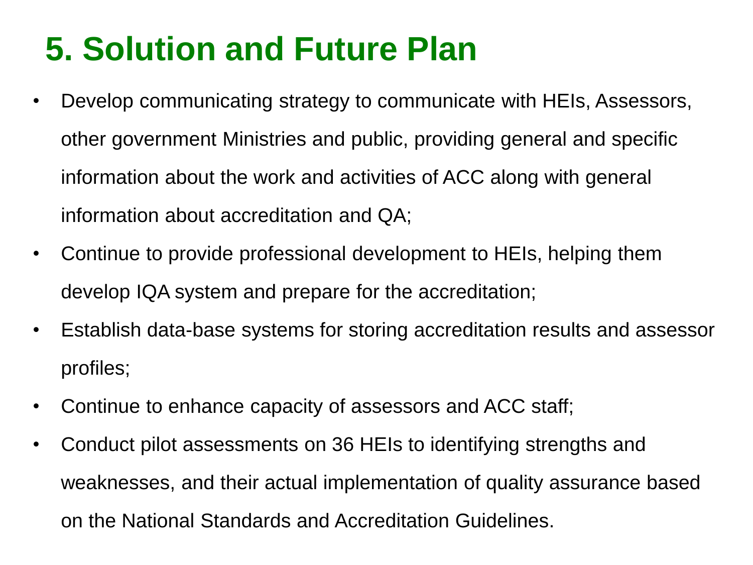# 5. Solution and Future Plan

- Develop communicating strategy to communicate with HEIs, Assessors, other government Ministries and public, providing general and specific information about the work and activities of ACC along with general information about accreditation and QA;
- Continue to provide professional development to HEIs, helping them develop IQA system and prepare for the accreditation;
- Establish data-base systems for storing accreditation results and assessor profiles;
- Continue to enhance capacity of assessors and ACC staff;
- Conduct pilot assessments on 36 HEIs to identifying strengths and weaknesses, and their actual implementation of quality assurance based on the National Standards and Accreditation Guidelines.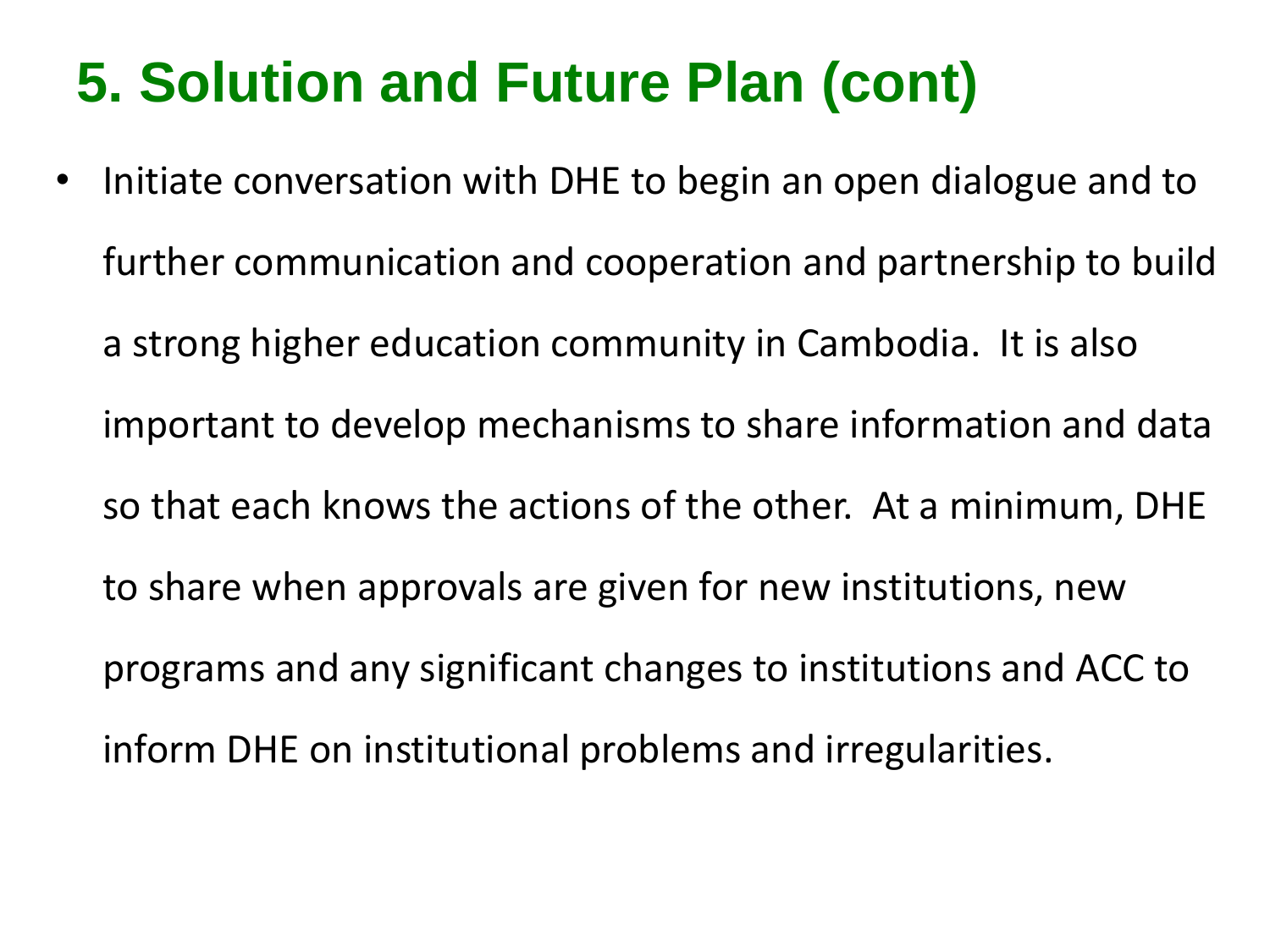# 5. Solution and Future Plan (cont)

- Initiate conversation with DHE to begin an open dialogue and to further communication and cooperation and partnership to build a strong higher education community in Cambodia. It is also important to develop mechanisms to share information and data so that each knows the actions of the other. At a minimum, DHE to share when approvals are given for new institutions, new programs and any significant changes to institutions and ACC to inform DHE on institutional problems and irregularities.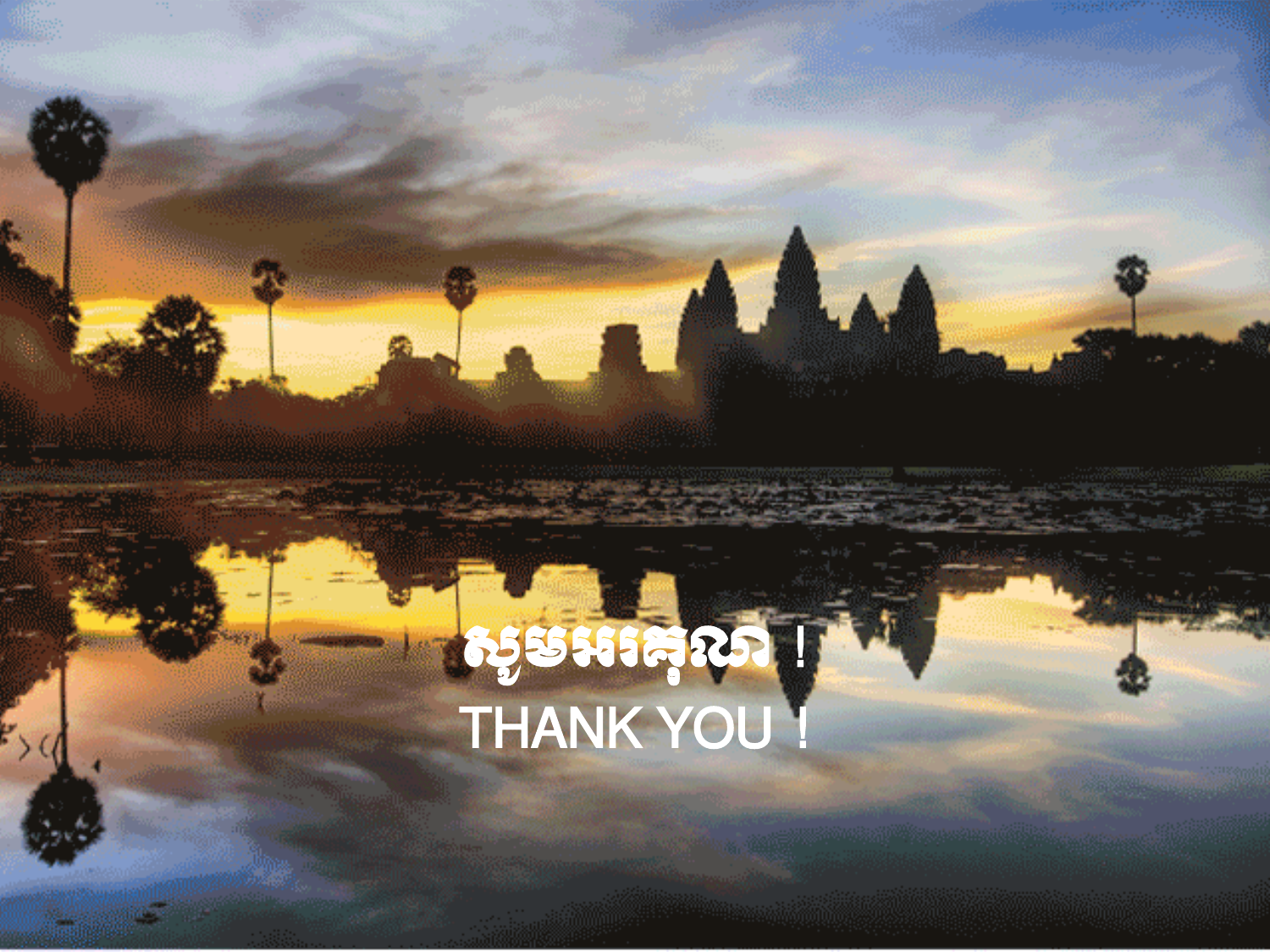សូមអរគុណ !

THANK YOU !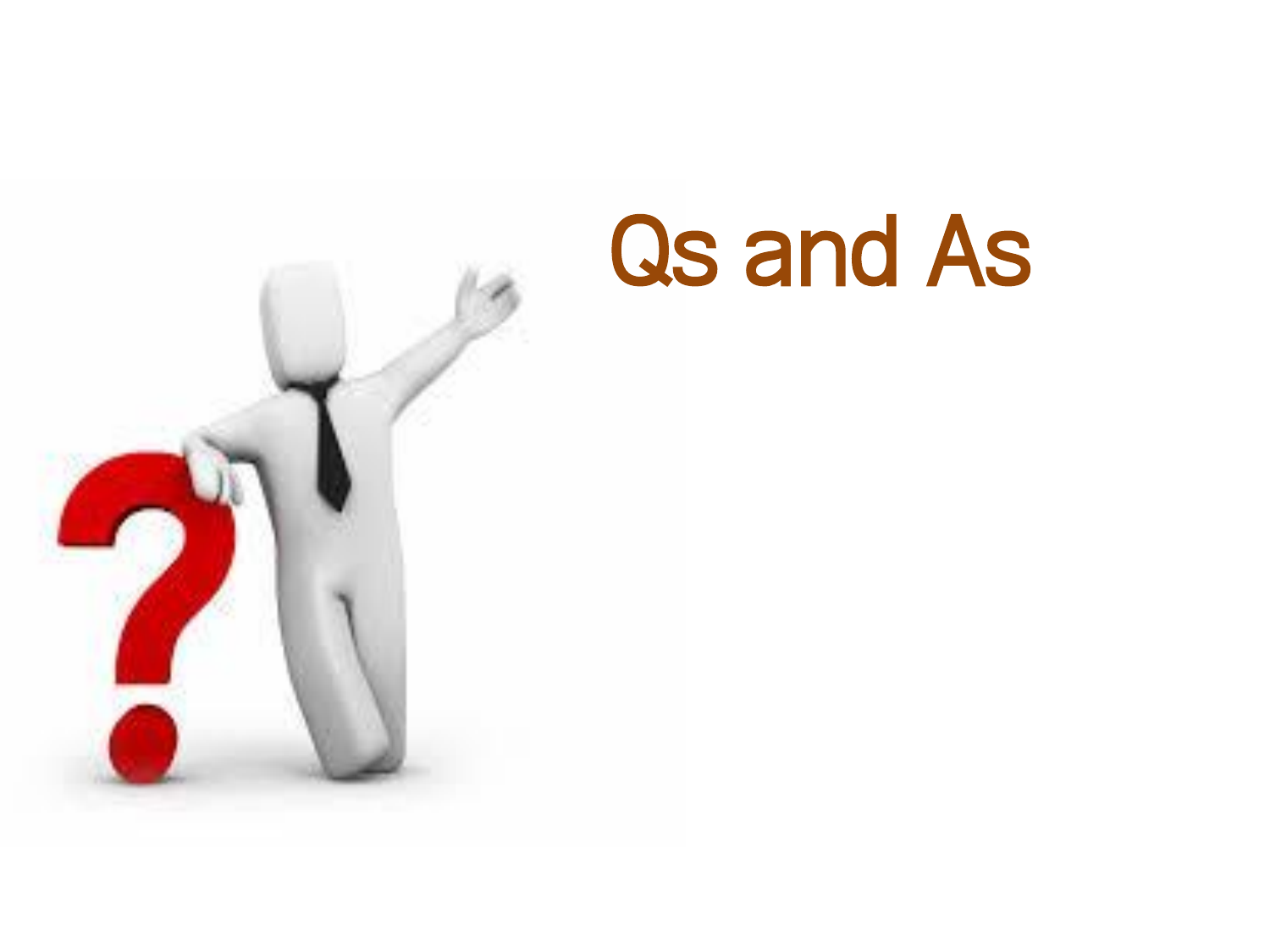# Qs and As